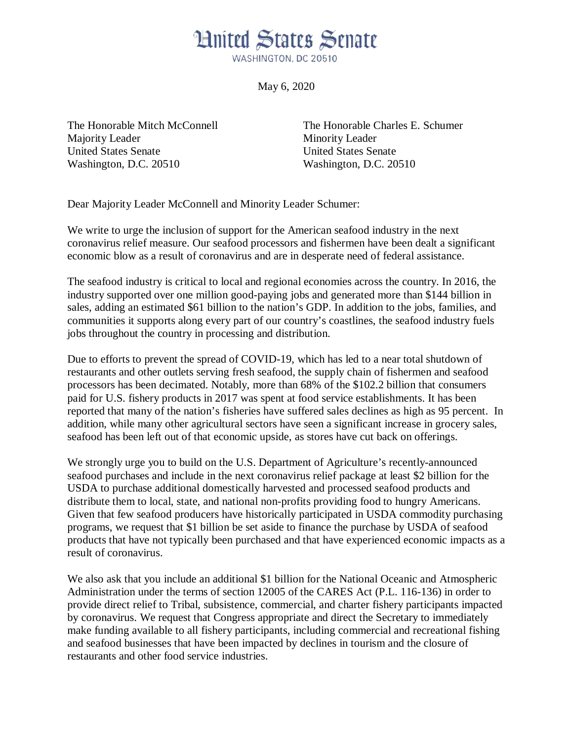# United States Senate

WASHINGTON, DC 20510

May 6, 2020

The Honorable Mitch McConnell
Majority Leader
United States Senate
Washington, D.C. 20510

The Honorable Charles E. Schumer
Minority Leader
United States Senate
Washington, D.C. 20510

Dear Majority Leader McConnell and Minority Leader Schumer:

We write to urge the inclusion of support for the American seafood industry in the next coronavirus relief measure. Our seafood processors and fishermen have been dealt a significant economic blow as a result of coronavirus and are in desperate need of federal assistance.

The seafood industry is critical to local and regional economies across the country. In 2016, the industry supported over one million good-paying jobs and generated more than $144 billion in sales, adding an estimated $61 billion to the nation's GDP. In addition to the jobs, families, and communities it supports along every part of our country's coastlines, the seafood industry fuels jobs throughout the country in processing and distribution.

Due to efforts to prevent the spread of COVID-19, which has led to a near total shutdown of restaurants and other outlets serving fresh seafood, the supply chain of fishermen and seafood processors has been decimated. Notably, more than 68% of the $102.2 billion that consumers paid for U.S. fishery products in 2017 was spent at food service establishments. It has been reported that many of the nation's fisheries have suffered sales declines as high as 95 percent. In addition, while many other agricultural sectors have seen a significant increase in grocery sales, seafood has been left out of that economic upside, as stores have cut back on offerings.

We strongly urge you to build on the U.S. Department of Agriculture's recently-announced seafood purchases and include in the next coronavirus relief package at least $2 billion for the USDA to purchase additional domestically harvested and processed seafood products and distribute them to local, state, and national non-profits providing food to hungry Americans. Given that few seafood producers have historically participated in USDA commodity purchasing programs, we request that $1 billion be set aside to finance the purchase by USDA of seafood products that have not typically been purchased and that have experienced economic impacts as a result of coronavirus.

We also ask that you include an additional $1 billion for the National Oceanic and Atmospheric Administration under the terms of section 12005 of the CARES Act (P.L. 116-136) in order to provide direct relief to Tribal, subsistence, commercial, and charter fishery participants impacted by coronavirus. We request that Congress appropriate and direct the Secretary to immediately make funding available to all fishery participants, including commercial and recreational fishing and seafood businesses that have been impacted by declines in tourism and the closure of restaurants and other food service industries.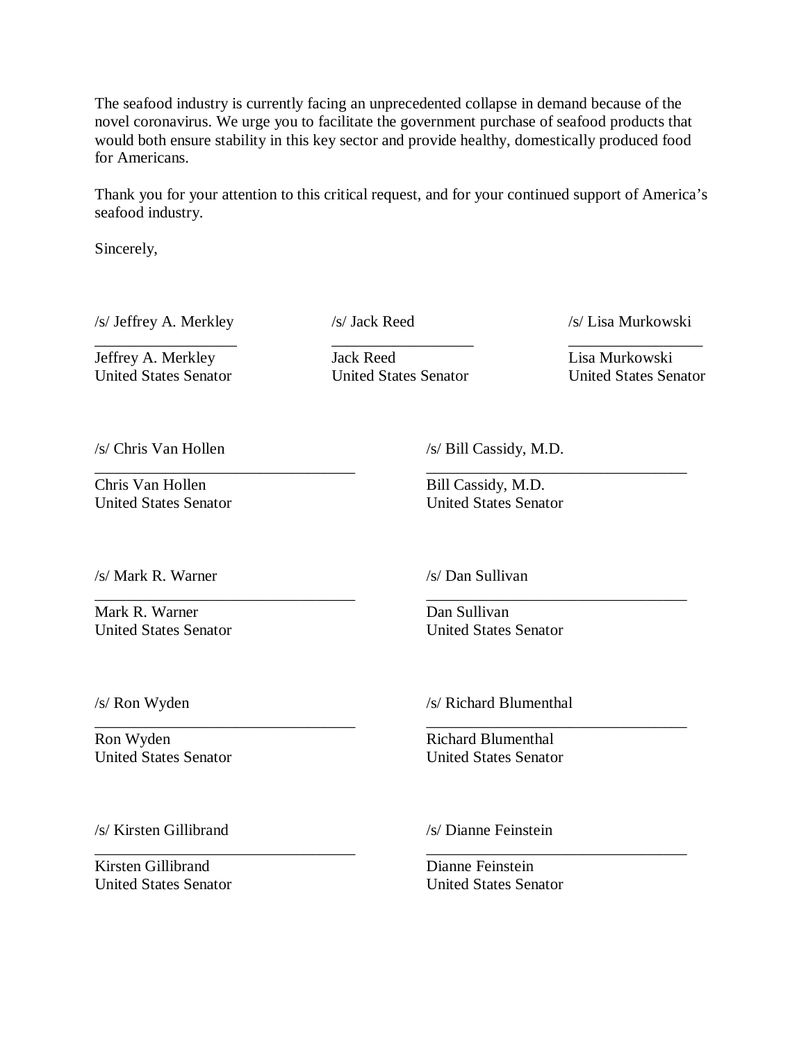The seafood industry is currently facing an unprecedented collapse in demand because of the novel coronavirus. We urge you to facilitate the government purchase of seafood products that would both ensure stability in this key sector and provide healthy, domestically produced food for Americans.

Thank you for your attention to this critical request, and for your continued support of America's seafood industry.

Sincerely,

/s/ Jeffrey A. Merkley
Jeffrey A. Merkley
United States Senator

/s/ Jack Reed
Jack Reed
United States Senator

/s/ Lisa Murkowski
Lisa Murkowski
United States Senator

/s/ Chris Van Hollen
Chris Van Hollen
United States Senator

/s/ Bill Cassidy, M.D.
Bill Cassidy, M.D.
United States Senator

/s/ Mark R. Warner
Mark R. Warner
United States Senator

/s/ Dan Sullivan
Dan Sullivan
United States Senator

/s/ Ron Wyden
Ron Wyden
United States Senator

/s/ Richard Blumenthal
Richard Blumenthal
United States Senator

/s/ Kirsten Gillibrand
Kirsten Gillibrand
United States Senator

/s/ Dianne Feinstein
Dianne Feinstein
United States Senator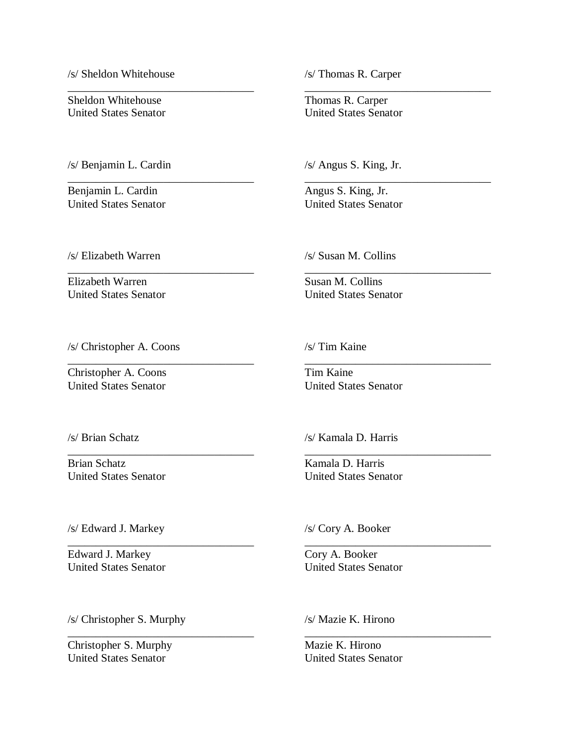/s/ Sheldon Whitehouse

Sheldon Whitehouse
United States Senator

/s/ Thomas R. Carper

Thomas R. Carper
United States Senator

/s/ Benjamin L. Cardin

Benjamin L. Cardin
United States Senator

/s/ Angus S. King, Jr.

Angus S. King, Jr.
United States Senator

/s/ Elizabeth Warren

Elizabeth Warren
United States Senator

/s/ Susan M. Collins

Susan M. Collins
United States Senator

/s/ Christopher A. Coons

Christopher A. Coons
United States Senator

/s/ Tim Kaine

Tim Kaine
United States Senator

/s/ Brian Schatz

Brian Schatz
United States Senator

/s/ Kamala D. Harris

Kamala D. Harris
United States Senator

/s/ Edward J. Markey

Edward J. Markey
United States Senator

/s/ Cory A. Booker

Cory A. Booker
United States Senator

/s/ Christopher S. Murphy

Christopher S. Murphy
United States Senator

/s/ Mazie K. Hirono

Mazie K. Hirono
United States Senator